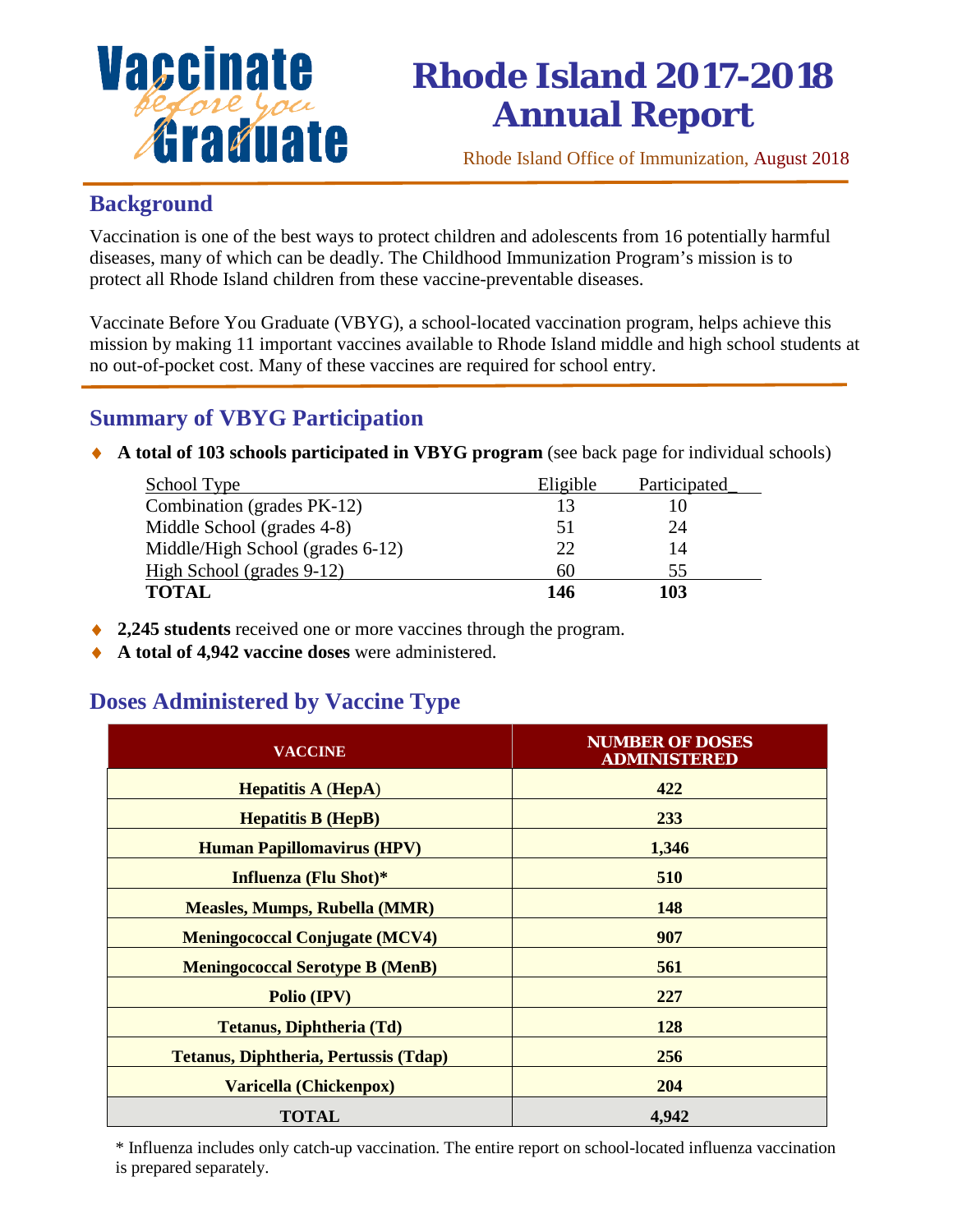Vaccinate *before you* Graduate

# Rhode Island 2017-2018 Annual Report

Rhode Island Office of Immunization, August 2018

## Background

Vaccination is one of the best ways to protect children and adolescents from 16 potentially harmful diseases, many of which can be deadly. The Childhood Immunization Program's mission is to protect all Rhode Island children from these vaccine-preventable diseases.

Vaccinate Before You Graduate (VBYG), a school-located vaccination program, helps achieve this mission by making 11 important vaccines available to Rhode Island middle and high school students at no out-of-pocket cost. Many of these vaccines are required for school entry.

## Summary of VBYG Participation

- **A total of 103 schools participated in VBYG program** (see back page for individual schools)

| School Type | Eligible | Participated |
|---|---|---|
| Combination (grades PK-12) | 13 | 10 |
| Middle School (grades 4-8) | 51 | 24 |
| Middle/High School (grades 6-12) | 22 | 14 |
| High School (grades 9-12) | 60 | 55 |
| **TOTAL** | **146** | **103** |

- **2,245 students** received one or more vaccines through the program.
- **A total of 4,942 vaccine doses** were administered.

## Doses Administered by Vaccine Type

| VACCINE | NUMBER OF DOSES ADMINISTERED |
|---|---|
| **Hepatitis A (HepA)** | **422** |
| **Hepatitis B (HepB)** | **233** |
| **Human Papillomavirus (HPV)** | **1,346** |
| **Influenza (Flu Shot)*** | **510** |
| **Measles, Mumps, Rubella (MMR)** | **148** |
| **Meningococcal Conjugate (MCV4)** | **907** |
| **Meningococcal Serotype B (MenB)** | **561** |
| **Polio (IPV)** | **227** |
| **Tetanus, Diphtheria (Td)** | **128** |
| **Tetanus, Diphtheria, Pertussis (Tdap)** | **256** |
| **Varicella (Chickenpox)** | **204** |
| **TOTAL** | **4,942** |

* Influenza includes only catch-up vaccination. The entire report on school-located influenza vaccination is prepared separately.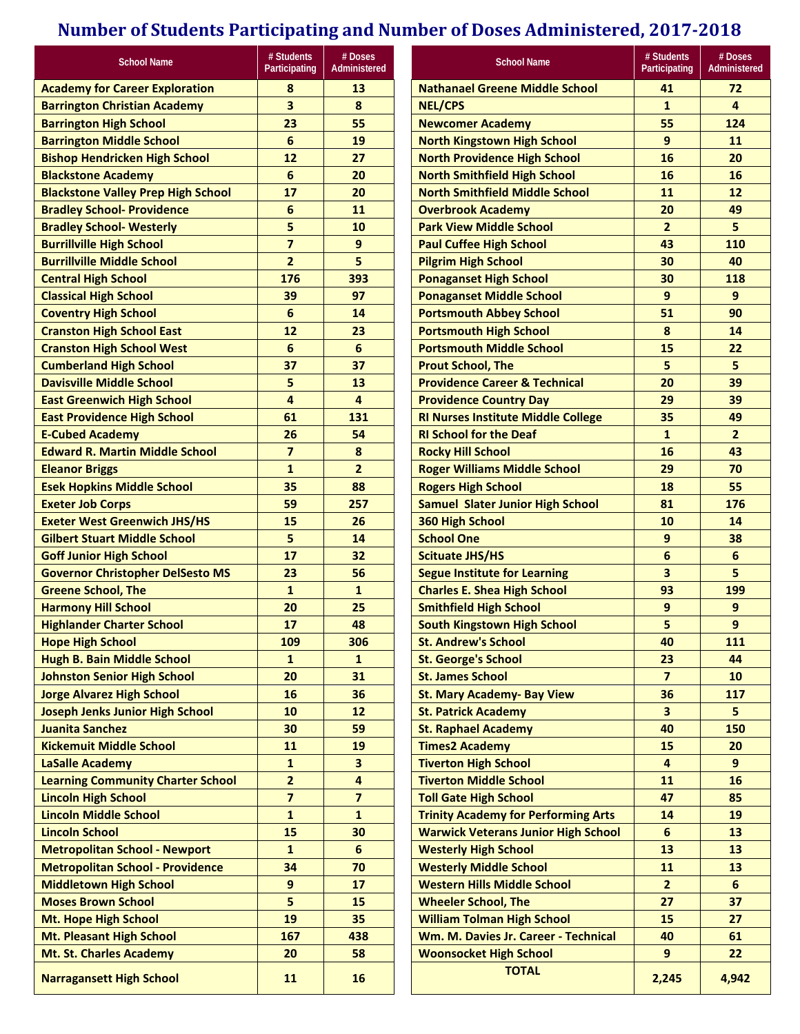# Number of Students Participating and Number of Doses Administered, 2017-2018

| School Name | # Students Participating | # Doses Administered |
|---|---|---|
| Academy for Career Exploration | 8 | 13 |
| Barrington Christian Academy | 3 | 8 |
| Barrington High School | 23 | 55 |
| Barrington Middle School | 6 | 19 |
| Bishop Hendricken High School | 12 | 27 |
| Blackstone Academy | 6 | 20 |
| Blackstone Valley Prep High School | 17 | 20 |
| Bradley School- Providence | 6 | 11 |
| Bradley School- Westerly | 5 | 10 |
| Burrillville High School | 7 | 9 |
| Burrillville Middle School | 2 | 5 |
| Central High School | 176 | 393 |
| Classical High School | 39 | 97 |
| Coventry High School | 6 | 14 |
| Cranston High School East | 12 | 23 |
| Cranston High School West | 6 | 6 |
| Cumberland High School | 37 | 37 |
| Davisville Middle School | 5 | 13 |
| East Greenwich High School | 4 | 4 |
| East Providence High School | 61 | 131 |
| E-Cubed Academy | 26 | 54 |
| Edward R. Martin Middle School | 7 | 8 |
| Eleanor Briggs | 1 | 2 |
| Esek Hopkins Middle School | 35 | 88 |
| Exeter Job Corps | 59 | 257 |
| Exeter West Greenwich JHS/HS | 15 | 26 |
| Gilbert Stuart Middle School | 5 | 14 |
| Goff Junior High School | 17 | 32 |
| Governor Christopher DelSesto MS | 23 | 56 |
| Greene School, The | 1 | 1 |
| Harmony Hill School | 20 | 25 |
| Highlander Charter School | 17 | 48 |
| Hope High School | 109 | 306 |
| Hugh B. Bain Middle School | 1 | 1 |
| Johnston Senior High School | 20 | 31 |
| Jorge Alvarez High School | 16 | 36 |
| Joseph Jenks Junior High School | 10 | 12 |
| Juanita Sanchez | 30 | 59 |
| Kickemuit Middle School | 11 | 19 |
| LaSalle Academy | 1 | 3 |
| Learning Community Charter School | 2 | 4 |
| Lincoln High School | 7 | 7 |
| Lincoln Middle School | 1 | 1 |
| Lincoln School | 15 | 30 |
| Metropolitan School - Newport | 1 | 6 |
| Metropolitan School - Providence | 34 | 70 |
| Middletown High School | 9 | 17 |
| Moses Brown School | 5 | 15 |
| Mt. Hope High School | 19 | 35 |
| Mt. Pleasant High School | 167 | 438 |
| Mt. St. Charles Academy | 20 | 58 |
| Narragansett High School | 11 | 16 |
| Nathanael Greene Middle School | 41 | 72 |
| NEL/CPS | 1 | 4 |
| Newcomer Academy | 55 | 124 |
| North Kingstown High School | 9 | 11 |
| North Providence High School | 16 | 20 |
| North Smithfield High School | 16 | 16 |
| North Smithfield Middle School | 11 | 12 |
| Overbrook Academy | 20 | 49 |
| Park View Middle School | 2 | 5 |
| Paul Cuffee High School | 43 | 110 |
| Pilgrim High School | 30 | 40 |
| Ponaganset High School | 30 | 118 |
| Ponaganset Middle School | 9 | 9 |
| Portsmouth Abbey School | 51 | 90 |
| Portsmouth High School | 8 | 14 |
| Portsmouth Middle School | 15 | 22 |
| Prout School, The | 5 | 5 |
| Providence Career & Technical | 20 | 39 |
| Providence Country Day | 29 | 39 |
| RI Nurses Institute Middle College | 35 | 49 |
| RI School for the Deaf | 1 | 2 |
| Rocky Hill School | 16 | 43 |
| Roger Williams Middle School | 29 | 70 |
| Rogers High School | 18 | 55 |
| Samuel Slater Junior High School | 81 | 176 |
| 360 High School | 10 | 14 |
| School One | 9 | 38 |
| Scituate JHS/HS | 6 | 6 |
| Segue Institute for Learning | 3 | 5 |
| Charles E. Shea High School | 93 | 199 |
| Smithfield High School | 9 | 9 |
| South Kingstown High School | 5 | 9 |
| St. Andrew's School | 40 | 111 |
| St. George's School | 23 | 44 |
| St. James School | 7 | 10 |
| St. Mary Academy- Bay View | 36 | 117 |
| St. Patrick Academy | 3 | 5 |
| St. Raphael Academy | 40 | 150 |
| Times2 Academy | 15 | 20 |
| Tiverton High School | 4 | 9 |
| Tiverton Middle School | 11 | 16 |
| Toll Gate High School | 47 | 85 |
| Trinity Academy for Performing Arts | 14 | 19 |
| Warwick Veterans Junior High School | 6 | 13 |
| Westerly High School | 13 | 13 |
| Westerly Middle School | 11 | 13 |
| Western Hills Middle School | 2 | 6 |
| Wheeler School, The | 27 | 37 |
| William Tolman High School | 15 | 27 |
| Wm. M. Davies Jr. Career - Technical | 40 | 61 |
| Woonsocket High School | 9 | 22 |
| TOTAL | 2,245 | 4,942 |